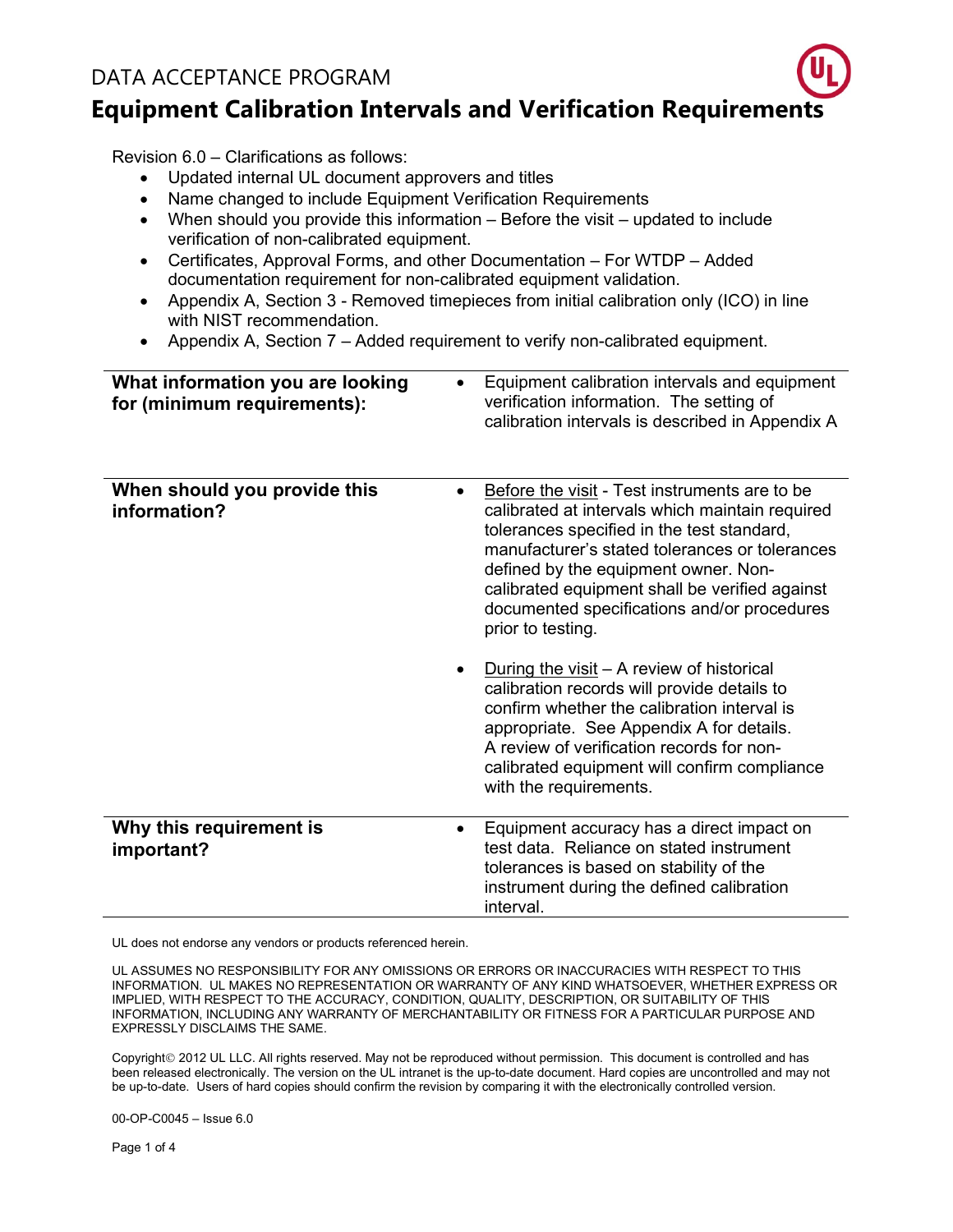DATA ACCEPTANCE PROGRAM

# Equipment Calibration Intervals and Verification Requirements

Revision 6.0 – Clarifications as follows:

- Updated internal UL document approvers and titles
- Name changed to include Equipment Verification Requirements
- When should you provide this information – Before the visit – updated to include verification of non-calibrated equipment.
- Certificates, Approval Forms, and other Documentation – For WTDP – Added documentation requirement for non-calibrated equipment validation.
- Appendix A, Section 3 - Removed timepieces from initial calibration only (ICO) in line with NIST recommendation.
- Appendix A, Section 7 – Added requirement to verify non-calibrated equipment.

| | |
|---|---|
| **What information you are looking for (minimum requirements):** | • Equipment calibration intervals and equipment verification information. The setting of calibration intervals is described in Appendix A |
| **When should you provide this information?** | • Before the visit - Test instruments are to be calibrated at intervals which maintain required tolerances specified in the test standard, manufacturer's stated tolerances or tolerances defined by the equipment owner. Non-calibrated equipment shall be verified against documented specifications and/or procedures prior to testing.<br><br>• During the visit – A review of historical calibration records will provide details to confirm whether the calibration interval is appropriate. See Appendix A for details. A review of verification records for non-calibrated equipment will confirm compliance with the requirements. |
| **Why this requirement is important?** | • Equipment accuracy has a direct impact on test data. Reliance on stated instrument tolerances is based on stability of the instrument during the defined calibration interval. |

UL does not endorse any vendors or products referenced herein.

UL ASSUMES NO RESPONSIBILITY FOR ANY OMISSIONS OR ERRORS OR INACCURACIES WITH RESPECT TO THIS INFORMATION. UL MAKES NO REPRESENTATION OR WARRANTY OF ANY KIND WHATSOEVER, WHETHER EXPRESS OR IMPLIED, WITH RESPECT TO THE ACCURACY, CONDITION, QUALITY, DESCRIPTION, OR SUITABILITY OF THIS INFORMATION, INCLUDING ANY WARRANTY OF MERCHANTABILITY OR FITNESS FOR A PARTICULAR PURPOSE AND EXPRESSLY DISCLAIMS THE SAME.

Copyright© 2012 UL LLC. All rights reserved. May not be reproduced without permission. This document is controlled and has been released electronically. The version on the UL intranet is the up-to-date document. Hard copies are uncontrolled and may not be up-to-date. Users of hard copies should confirm the revision by comparing it with the electronically controlled version.

00-OP-C0045 – Issue 6.0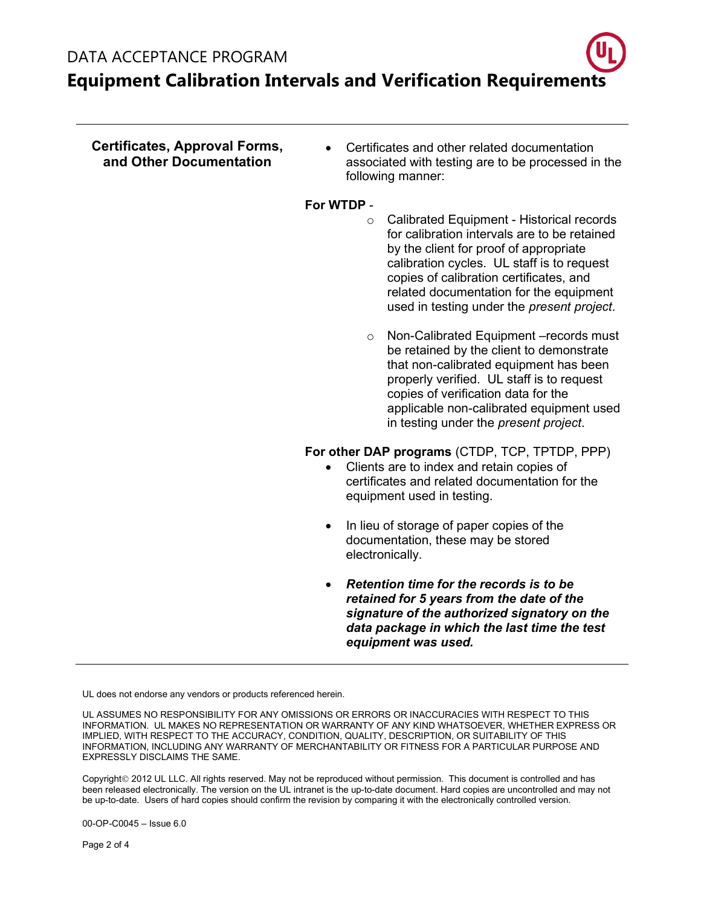**Certificates, Approval Forms, and Other Documentation**

- Certificates and other related documentation associated with testing are to be processed in the following manner:

**For WTDP** -

- Calibrated Equipment - Historical records for calibration intervals are to be retained by the client for proof of appropriate calibration cycles. UL staff is to request copies of calibration certificates, and related documentation for the equipment used in testing under the *present project*.
- Non-Calibrated Equipment –records must be retained by the client to demonstrate that non-calibrated equipment has been properly verified. UL staff is to request copies of verification data for the applicable non-calibrated equipment used in testing under the *present project*.

**For other DAP programs** (CTDP, TCP, TPTDP, PPP)

- Clients are to index and retain copies of certificates and related documentation for the equipment used in testing.
- In lieu of storage of paper copies of the documentation, these may be stored electronically.
- ***Retention time for the records is to be retained for 5 years from the date of the signature of the authorized signatory on the data package in which the last time the test equipment was used.***

UL does not endorse any vendors or products referenced herein.

UL ASSUMES NO RESPONSIBILITY FOR ANY OMISSIONS OR ERRORS OR INACCURACIES WITH RESPECT TO THIS INFORMATION. UL MAKES NO REPRESENTATION OR WARRANTY OF ANY KIND WHATSOEVER, WHETHER EXPRESS OR IMPLIED, WITH RESPECT TO THE ACCURACY, CONDITION, QUALITY, DESCRIPTION, OR SUITABILITY OF THIS INFORMATION, INCLUDING ANY WARRANTY OF MERCHANTABILITY OR FITNESS FOR A PARTICULAR PURPOSE AND EXPRESSLY DISCLAIMS THE SAME.

Copyright© 2012 UL LLC. All rights reserved. May not be reproduced without permission. This document is controlled and has been released electronically. The version on the UL intranet is the up-to-date document. Hard copies are uncontrolled and may not be up-to-date. Users of hard copies should confirm the revision by comparing it with the electronically controlled version.

00-OP-C0045 – Issue 6.0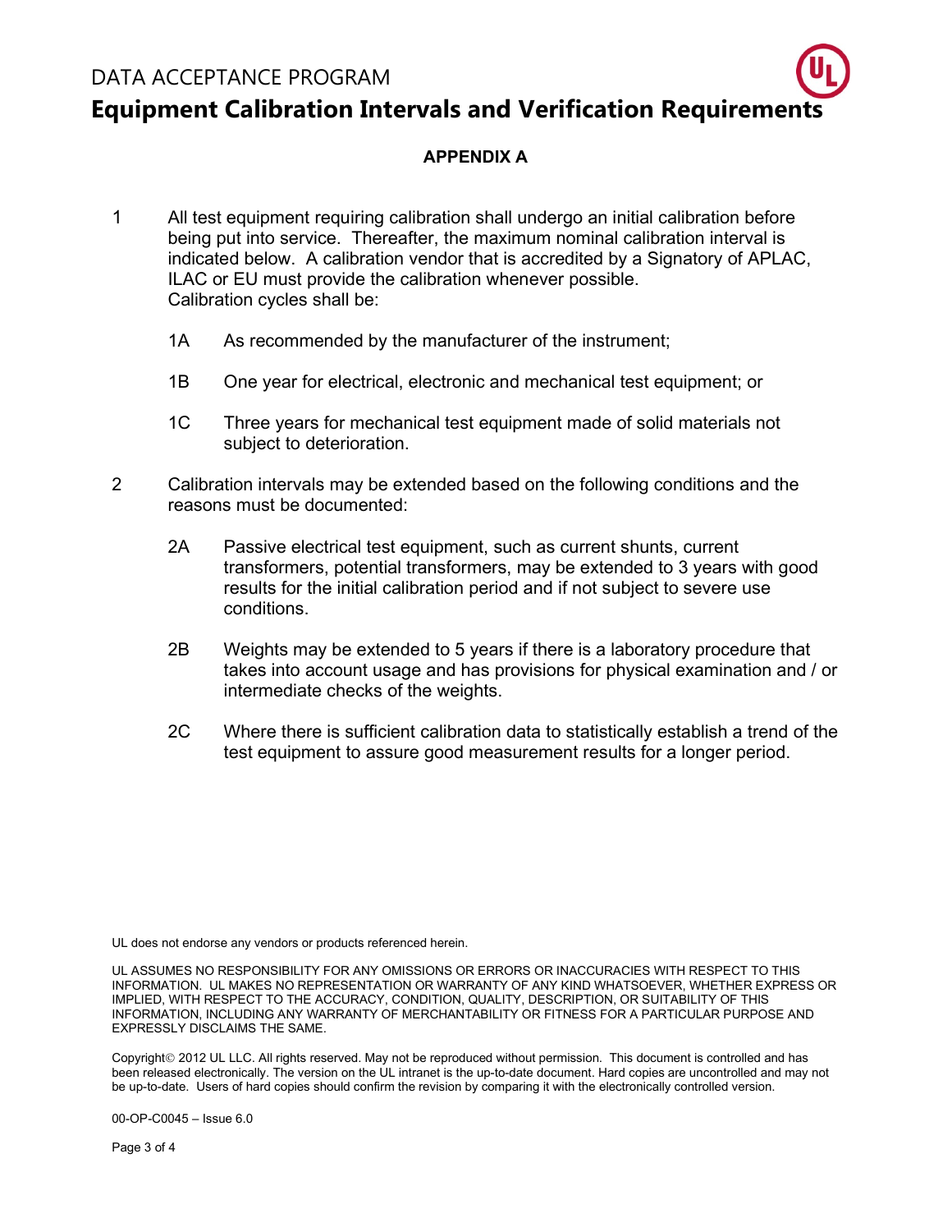## APPENDIX A

1 All test equipment requiring calibration shall undergo an initial calibration before being put into service. Thereafter, the maximum nominal calibration interval is indicated below. A calibration vendor that is accredited by a Signatory of APLAC, ILAC or EU must provide the calibration whenever possible.
Calibration cycles shall be:

- 1A As recommended by the manufacturer of the instrument;
- 1B One year for electrical, electronic and mechanical test equipment; or
- 1C Three years for mechanical test equipment made of solid materials not subject to deterioration.

2 Calibration intervals may be extended based on the following conditions and the reasons must be documented:

- 2A Passive electrical test equipment, such as current shunts, current transformers, potential transformers, may be extended to 3 years with good results for the initial calibration period and if not subject to severe use conditions.
- 2B Weights may be extended to 5 years if there is a laboratory procedure that takes into account usage and has provisions for physical examination and / or intermediate checks of the weights.
- 2C Where there is sufficient calibration data to statistically establish a trend of the test equipment to assure good measurement results for a longer period.

UL does not endorse any vendors or products referenced herein.

UL ASSUMES NO RESPONSIBILITY FOR ANY OMISSIONS OR ERRORS OR INACCURACIES WITH RESPECT TO THIS INFORMATION. UL MAKES NO REPRESENTATION OR WARRANTY OF ANY KIND WHATSOEVER, WHETHER EXPRESS OR IMPLIED, WITH RESPECT TO THE ACCURACY, CONDITION, QUALITY, DESCRIPTION, OR SUITABILITY OF THIS INFORMATION, INCLUDING ANY WARRANTY OF MERCHANTABILITY OR FITNESS FOR A PARTICULAR PURPOSE AND EXPRESSLY DISCLAIMS THE SAME.

Copyright© 2012 UL LLC. All rights reserved. May not be reproduced without permission. This document is controlled and has been released electronically. The version on the UL intranet is the up-to-date document. Hard copies are uncontrolled and may not be up-to-date. Users of hard copies should confirm the revision by comparing it with the electronically controlled version.

00-OP-C0045 – Issue 6.0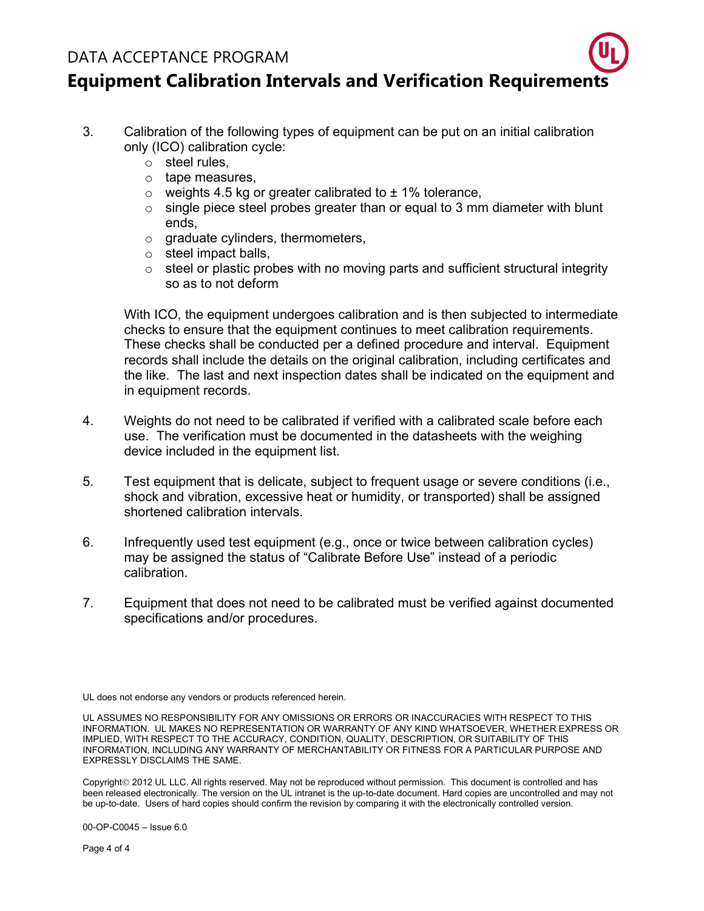3. Calibration of the following types of equipment can be put on an initial calibration only (ICO) calibration cycle:
   - steel rules,
   - tape measures,
   - weights 4.5 kg or greater calibrated to ± 1% tolerance,
   - single piece steel probes greater than or equal to 3 mm diameter with blunt ends,
   - graduate cylinders, thermometers,
   - steel impact balls,
   - steel or plastic probes with no moving parts and sufficient structural integrity so as to not deform

   With ICO, the equipment undergoes calibration and is then subjected to intermediate checks to ensure that the equipment continues to meet calibration requirements. These checks shall be conducted per a defined procedure and interval. Equipment records shall include the details on the original calibration, including certificates and the like. The last and next inspection dates shall be indicated on the equipment and in equipment records.

4. Weights do not need to be calibrated if verified with a calibrated scale before each use. The verification must be documented in the datasheets with the weighing device included in the equipment list.

5. Test equipment that is delicate, subject to frequent usage or severe conditions (i.e., shock and vibration, excessive heat or humidity, or transported) shall be assigned shortened calibration intervals.

6. Infrequently used test equipment (e.g., once or twice between calibration cycles) may be assigned the status of "Calibrate Before Use" instead of a periodic calibration.

7. Equipment that does not need to be calibrated must be verified against documented specifications and/or procedures.

UL does not endorse any vendors or products referenced herein.

UL ASSUMES NO RESPONSIBILITY FOR ANY OMISSIONS OR ERRORS OR INACCURACIES WITH RESPECT TO THIS INFORMATION. UL MAKES NO REPRESENTATION OR WARRANTY OF ANY KIND WHATSOEVER, WHETHER EXPRESS OR IMPLIED, WITH RESPECT TO THE ACCURACY, CONDITION, QUALITY, DESCRIPTION, OR SUITABILITY OF THIS INFORMATION, INCLUDING ANY WARRANTY OF MERCHANTABILITY OR FITNESS FOR A PARTICULAR PURPOSE AND EXPRESSLY DISCLAIMS THE SAME.

Copyright© 2012 UL LLC. All rights reserved. May not be reproduced without permission. This document is controlled and has been released electronically. The version on the UL intranet is the up-to-date document. Hard copies are uncontrolled and may not be up-to-date. Users of hard copies should confirm the revision by comparing it with the electronically controlled version.

00-OP-C0045 – Issue 6.0